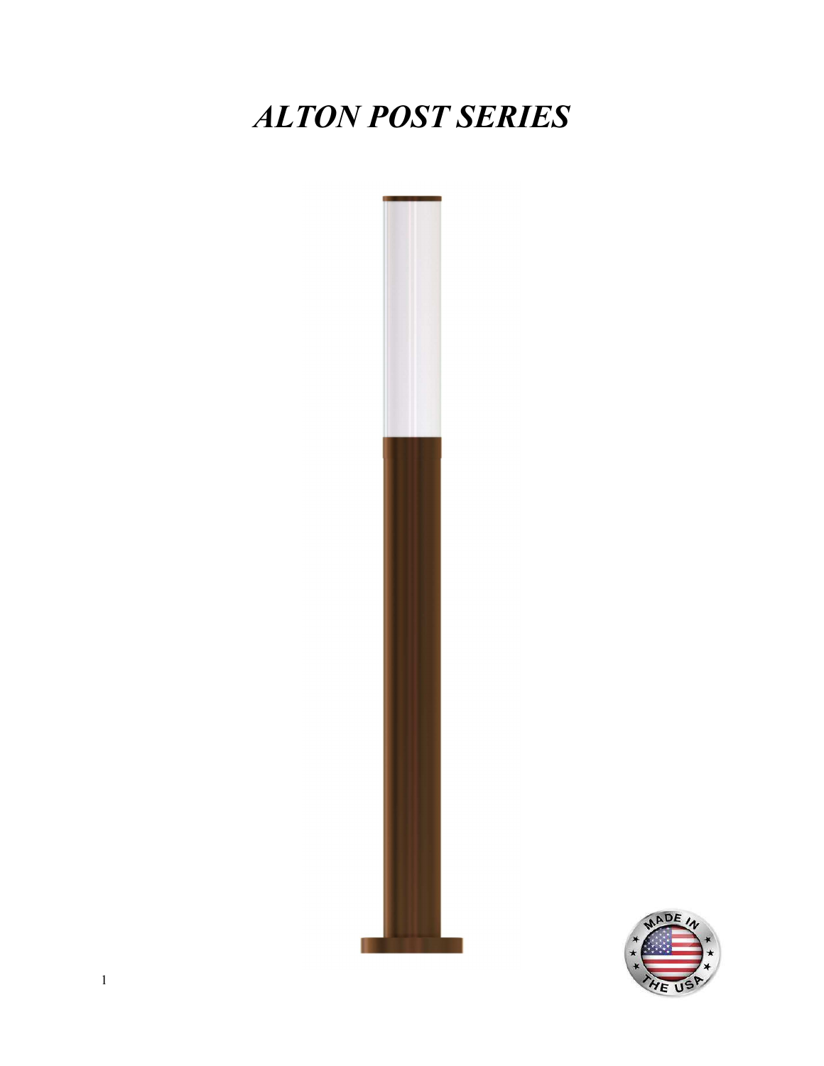# *ALTON POST SERIES*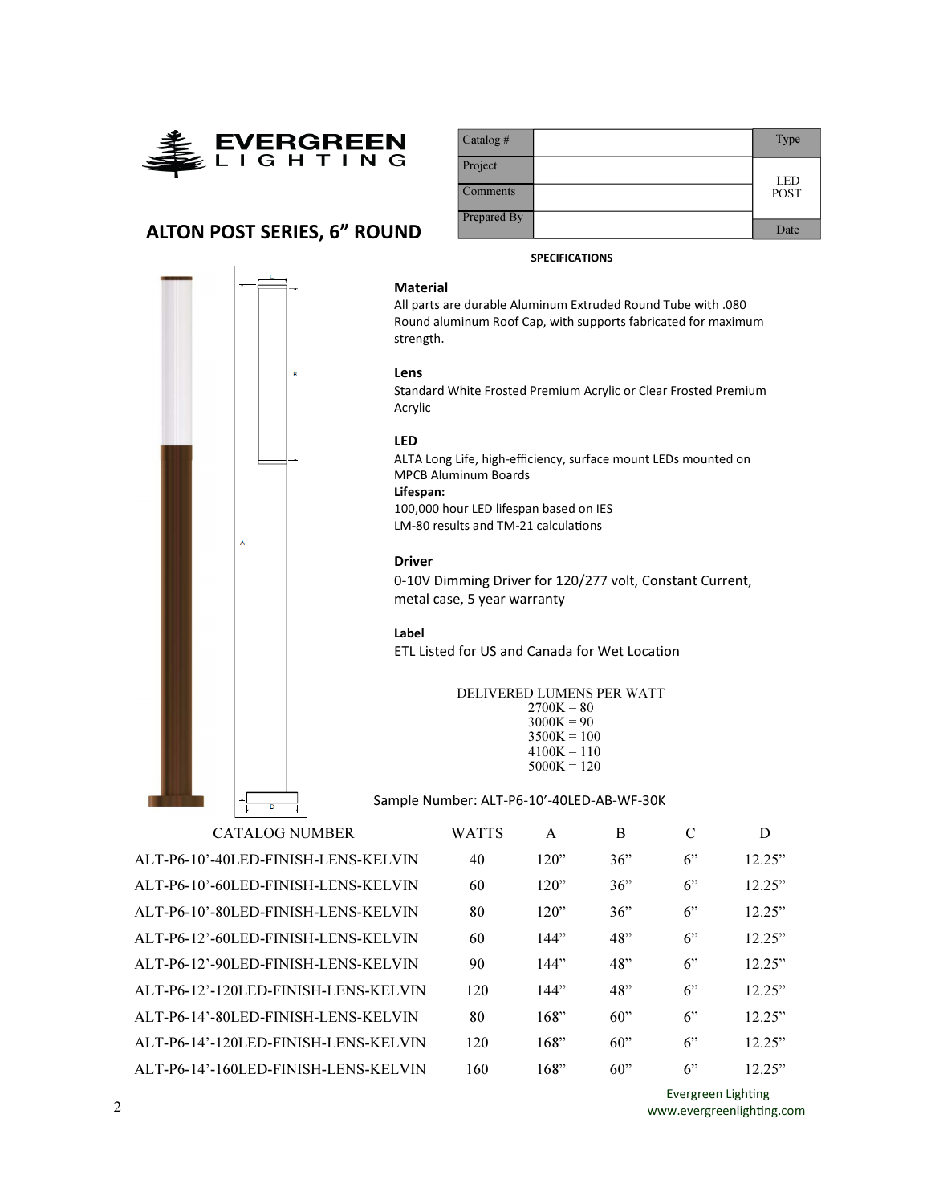# EVERGREEN LIGHTING

| Catalog # | | Type |
| --- | --- | --- |
| Project | | LED POST |
| Comments | | |
| Prepared By | | Date |

## ALTON POST SERIES, 6" ROUND

**SPECIFICATIONS**

### Material

All parts are durable Aluminum Extruded Round Tube with .080 Round aluminum Roof Cap, with supports fabricated for maximum strength.

### Lens

Standard White Frosted Premium Acrylic or Clear Frosted Premium Acrylic

### LED

ALTA Long Life, high-efficiency, surface mount LEDs mounted on MPCB Aluminum Boards

**Lifespan:**

100,000 hour LED lifespan based on IES LM-80 results and TM-21 calculations

### Driver

0-10V Dimming Driver for 120/277 volt, Constant Current, metal case, 5 year warranty

### Label

ETL Listed for US and Canada for Wet Location

DELIVERED LUMENS PER WATT

2700K = 80
3000K = 90
3500K = 100
4100K = 110
5000K = 120

Sample Number: ALT-P6-10'-40LED-AB-WF-30K

| CATALOG NUMBER | WATTS | A | B | C | D |
| --- | --- | --- | --- | --- | --- |
| ALT-P6-10'-40LED-FINISH-LENS-KELVIN | 40 | 120" | 36" | 6" | 12.25" |
| ALT-P6-10'-60LED-FINISH-LENS-KELVIN | 60 | 120" | 36" | 6" | 12.25" |
| ALT-P6-10'-80LED-FINISH-LENS-KELVIN | 80 | 120" | 36" | 6" | 12.25" |
| ALT-P6-12'-60LED-FINISH-LENS-KELVIN | 60 | 144" | 48" | 6" | 12.25" |
| ALT-P6-12'-90LED-FINISH-LENS-KELVIN | 90 | 144" | 48" | 6" | 12.25" |
| ALT-P6-12'-120LED-FINISH-LENS-KELVIN | 120 | 144" | 48" | 6" | 12.25" |
| ALT-P6-14'-80LED-FINISH-LENS-KELVIN | 80 | 168" | 60" | 6" | 12.25" |
| ALT-P6-14'-120LED-FINISH-LENS-KELVIN | 120 | 168" | 60" | 6" | 12.25" |
| ALT-P6-14'-160LED-FINISH-LENS-KELVIN | 160 | 168" | 60" | 6" | 12.25" |

Evergreen Lighting
www.evergreenlighting.com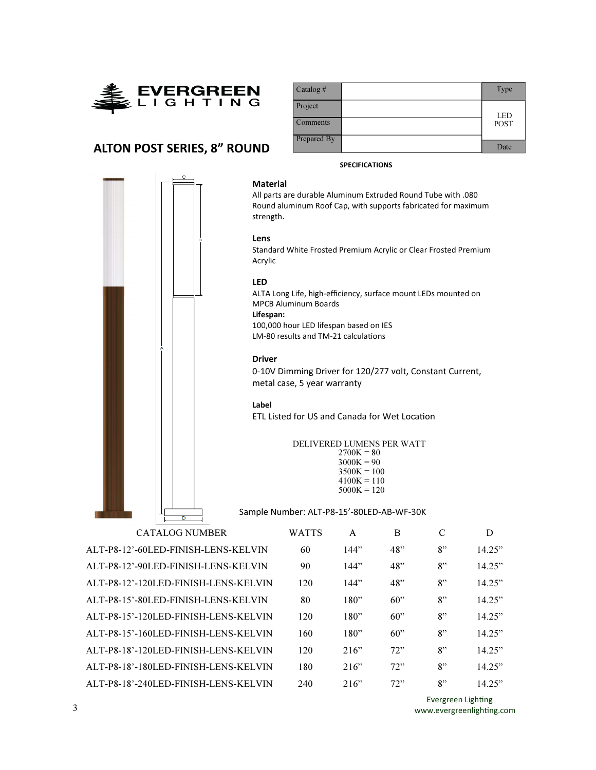EVERGREEN LIGHTING

| Catalog # | | Type |
|---|---|---|
| Project | | LED POST |
| Comments | | |
| Prepared By | | Date |

## ALTON POST SERIES, 8" ROUND

### SPECIFICATIONS

**Material**

All parts are durable Aluminum Extruded Round Tube with .080 Round aluminum Roof Cap, with supports fabricated for maximum strength.

**Lens**

Standard White Frosted Premium Acrylic or Clear Frosted Premium Acrylic

**LED**

ALTA Long Life, high-efficiency, surface mount LEDs mounted on MPCB Aluminum Boards

**Lifespan:**

100,000 hour LED lifespan based on IES LM-80 results and TM-21 calculations

**Driver**

0-10V Dimming Driver for 120/277 volt, Constant Current, metal case, 5 year warranty

**Label**

ETL Listed for US and Canada for Wet Location

DELIVERED LUMENS PER WATT
2700K = 80
3000K = 90
3500K = 100
4100K = 110
5000K = 120

Sample Number: ALT-P8-15'-80LED-AB-WF-30K

| CATALOG NUMBER | WATTS | A | B | C | D |
|---|---|---|---|---|---|
| ALT-P8-12'-60LED-FINISH-LENS-KELVIN | 60 | 144" | 48" | 8" | 14.25" |
| ALT-P8-12'-90LED-FINISH-LENS-KELVIN | 90 | 144" | 48" | 8" | 14.25" |
| ALT-P8-12'-120LED-FINISH-LENS-KELVIN | 120 | 144" | 48" | 8" | 14.25" |
| ALT-P8-15'-80LED-FINISH-LENS-KELVIN | 80 | 180" | 60" | 8" | 14.25" |
| ALT-P8-15'-120LED-FINISH-LENS-KELVIN | 120 | 180" | 60" | 8" | 14.25" |
| ALT-P8-15'-160LED-FINISH-LENS-KELVIN | 160 | 180" | 60" | 8" | 14.25" |
| ALT-P8-18'-120LED-FINISH-LENS-KELVIN | 120 | 216" | 72" | 8" | 14.25" |
| ALT-P8-18'-180LED-FINISH-LENS-KELVIN | 180 | 216" | 72" | 8" | 14.25" |
| ALT-P8-18'-240LED-FINISH-LENS-KELVIN | 240 | 216" | 72" | 8" | 14.25" |

Evergreen Lighting
www.evergreenlighting.com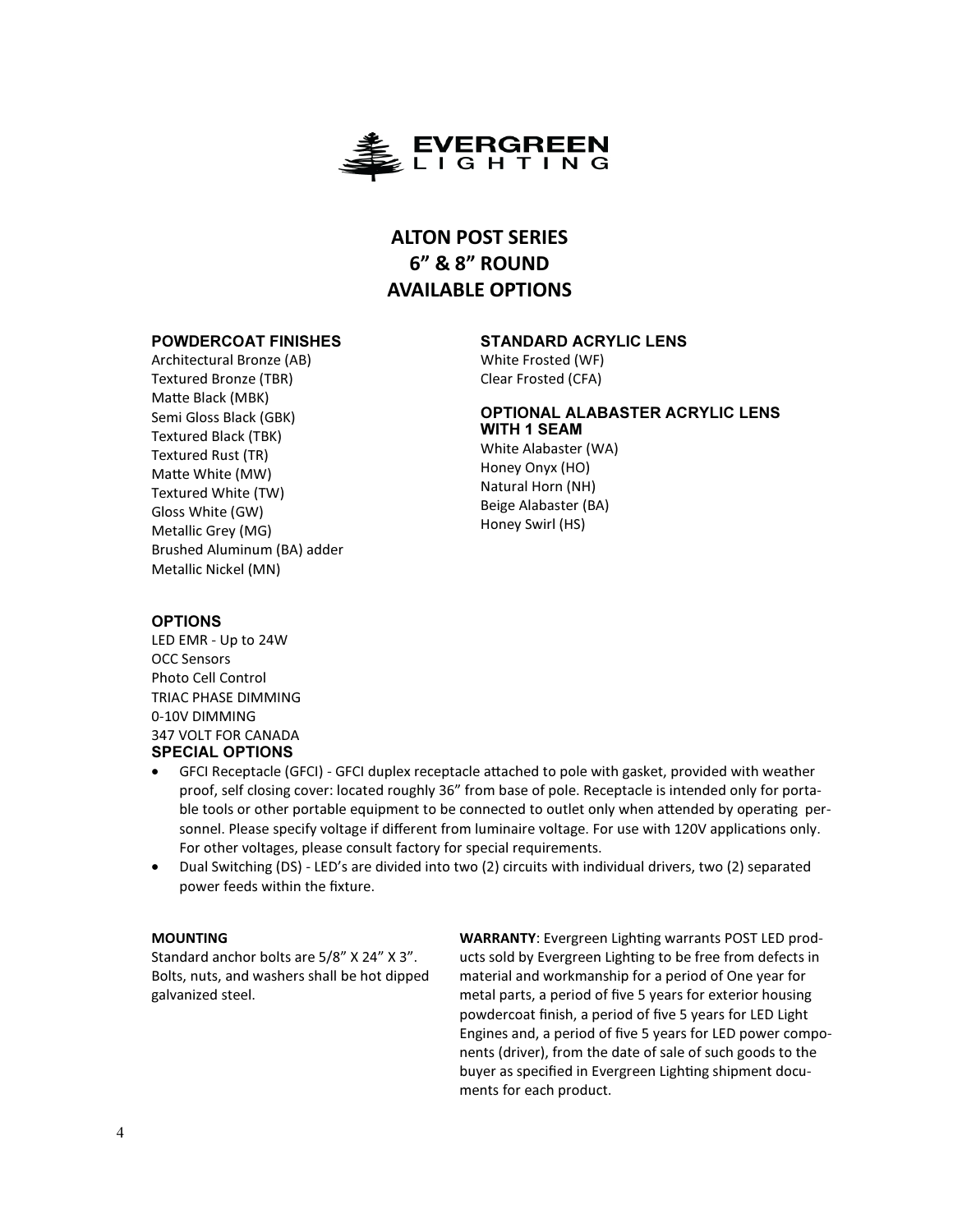EVERGREEN LIGHTING

# ALTON POST SERIES
# 6” & 8” ROUND
# AVAILABLE OPTIONS

### POWDERCOAT FINISHES

Architectural Bronze (AB)
Textured Bronze (TBR)
Matte Black (MBK)
Semi Gloss Black (GBK)
Textured Black (TBK)
Textured Rust (TR)
Matte White (MW)
Textured White (TW)
Gloss White (GW)
Metallic Grey (MG)
Brushed Aluminum (BA) adder
Metallic Nickel (MN)

### STANDARD ACRYLIC LENS

White Frosted (WF)
Clear Frosted (CFA)

### OPTIONAL ALABASTER ACRYLIC LENS WITH 1 SEAM

White Alabaster (WA)
Honey Onyx (HO)
Natural Horn (NH)
Beige Alabaster (BA)
Honey Swirl (HS)

### OPTIONS

LED EMR - Up to 24W
OCC Sensors
Photo Cell Control
TRIAC PHASE DIMMING
0-10V DIMMING
347 VOLT FOR CANADA

### SPECIAL OPTIONS

- GFCI Receptacle (GFCI) - GFCI duplex receptacle attached to pole with gasket, provided with weather proof, self closing cover: located roughly 36” from base of pole. Receptacle is intended only for portable tools or other portable equipment to be connected to outlet only when attended by operating personnel. Please specify voltage if different from luminaire voltage. For use with 120V applications only. For other voltages, please consult factory for special requirements.
- Dual Switching (DS) - LED’s are divided into two (2) circuits with individual drivers, two (2) separated power feeds within the fixture.

**MOUNTING**
Standard anchor bolts are 5/8” X 24” X 3”. Bolts, nuts, and washers shall be hot dipped galvanized steel.

**WARRANTY**: Evergreen Lighting warrants POST LED products sold by Evergreen Lighting to be free from defects in material and workmanship for a period of One year for metal parts, a period of five 5 years for exterior housing powdercoat finish, a period of five 5 years for LED Light Engines and, a period of five 5 years for LED power components (driver), from the date of sale of such goods to the buyer as specified in Evergreen Lighting shipment documents for each product.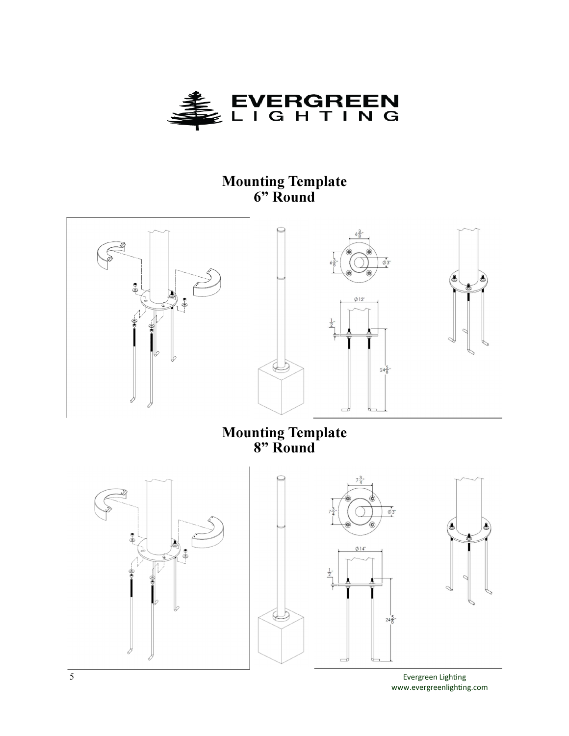# Mounting Template
## 6" Round

$6\frac{3}{8}$"

$6\frac{3}{8}$"

Ø3"

Ø12"

$\frac{1}{2}$"

$24\frac{5}{8}$"

# Mounting Template
## 8" Round

$7\frac{3}{4}$"

$7\frac{3}{4}$"

Ø3"

Ø14"

$\frac{1}{2}$"

$24\frac{5}{8}$"